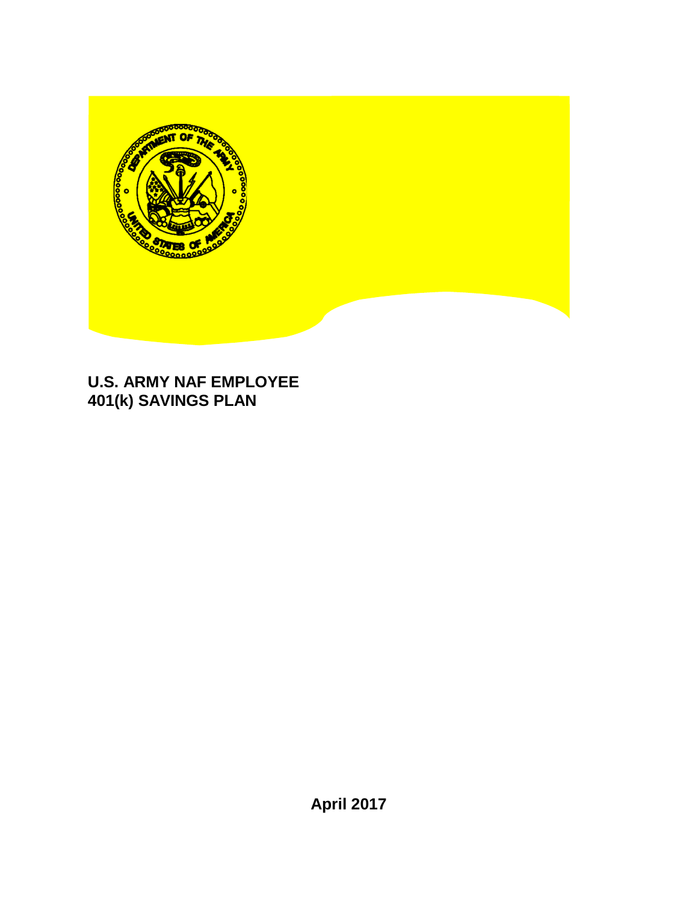# U.S. ARMY NAF EMPLOYEE 401(k) SAVINGS PLAN

April 2017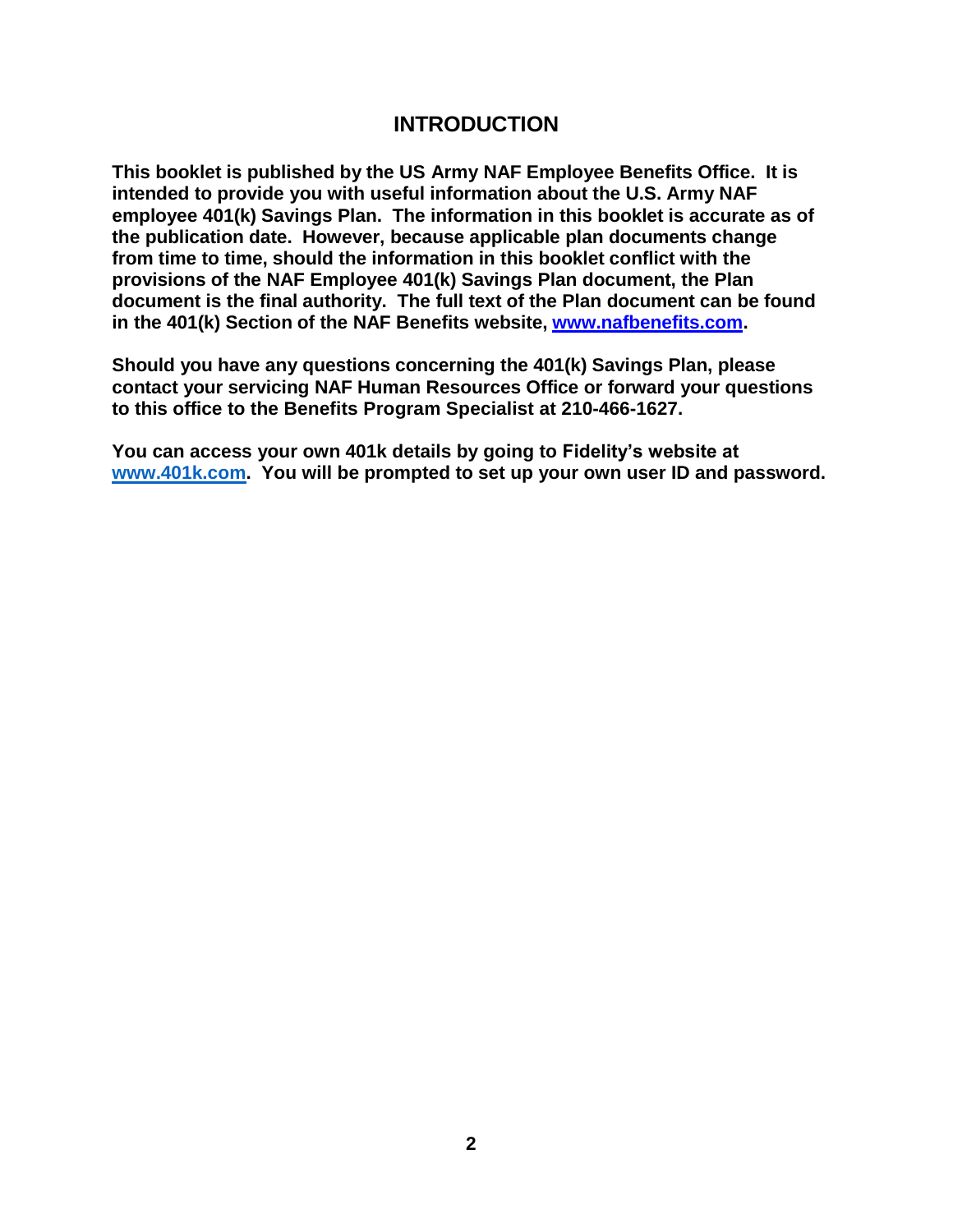# INTRODUCTION

**This booklet is published by the US Army NAF Employee Benefits Office. It is intended to provide you with useful information about the U.S. Army NAF employee 401(k) Savings Plan. The information in this booklet is accurate as of the publication date. However, because applicable plan documents change from time to time, should the information in this booklet conflict with the provisions of the NAF Employee 401(k) Savings Plan document, the Plan document is the final authority. The full text of the Plan document can be found in the 401(k) Section of the NAF Benefits website, [www.nafbenefits.com](http://www.nafbenefits.com).**

**Should you have any questions concerning the 401(k) Savings Plan, please contact your servicing NAF Human Resources Office or forward your questions to this office to the Benefits Program Specialist at 210-466-1627.**

**You can access your own 401k details by going to Fidelity's website at [www.401k.com](http://www.401k.com). You will be prompted to set up your own user ID and password.**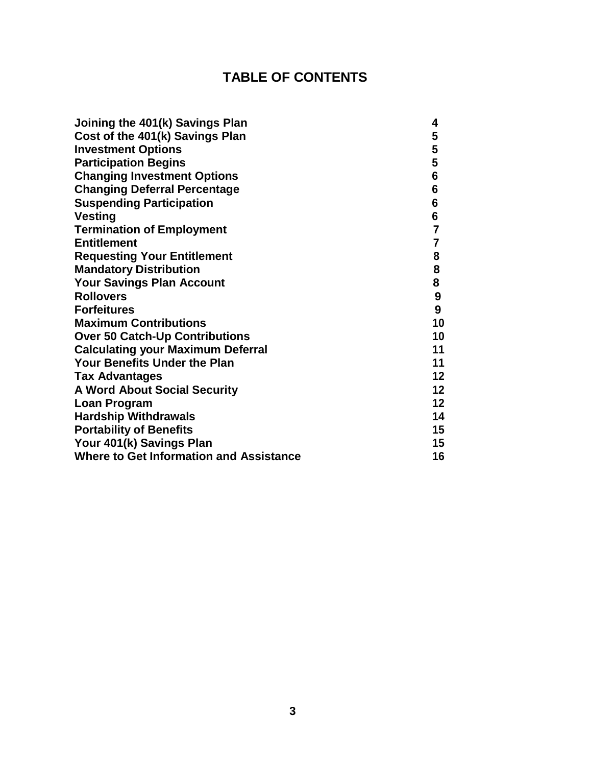# TABLE OF CONTENTS

| | |
|---|---|
| **Joining the 401(k) Savings Plan** | **4** |
| **Cost of the 401(k) Savings Plan** | **5** |
| **Investment Options** | **5** |
| **Participation Begins** | **5** |
| **Changing Investment Options** | **6** |
| **Changing Deferral Percentage** | **6** |
| **Suspending Participation** | **6** |
| **Vesting** | **6** |
| **Termination of Employment** | **7** |
| **Entitlement** | **7** |
| **Requesting Your Entitlement** | **8** |
| **Mandatory Distribution** | **8** |
| **Your Savings Plan Account** | **8** |
| **Rollovers** | **9** |
| **Forfeitures** | **9** |
| **Maximum Contributions** | **10** |
| **Over 50 Catch-Up Contributions** | **10** |
| **Calculating your Maximum Deferral** | **11** |
| **Your Benefits Under the Plan** | **11** |
| **Tax Advantages** | **12** |
| **A Word About Social Security** | **12** |
| **Loan Program** | **12** |
| **Hardship Withdrawals** | **14** |
| **Portability of Benefits** | **15** |
| **Your 401(k) Savings Plan** | **15** |
| **Where to Get Information and Assistance** | **16** |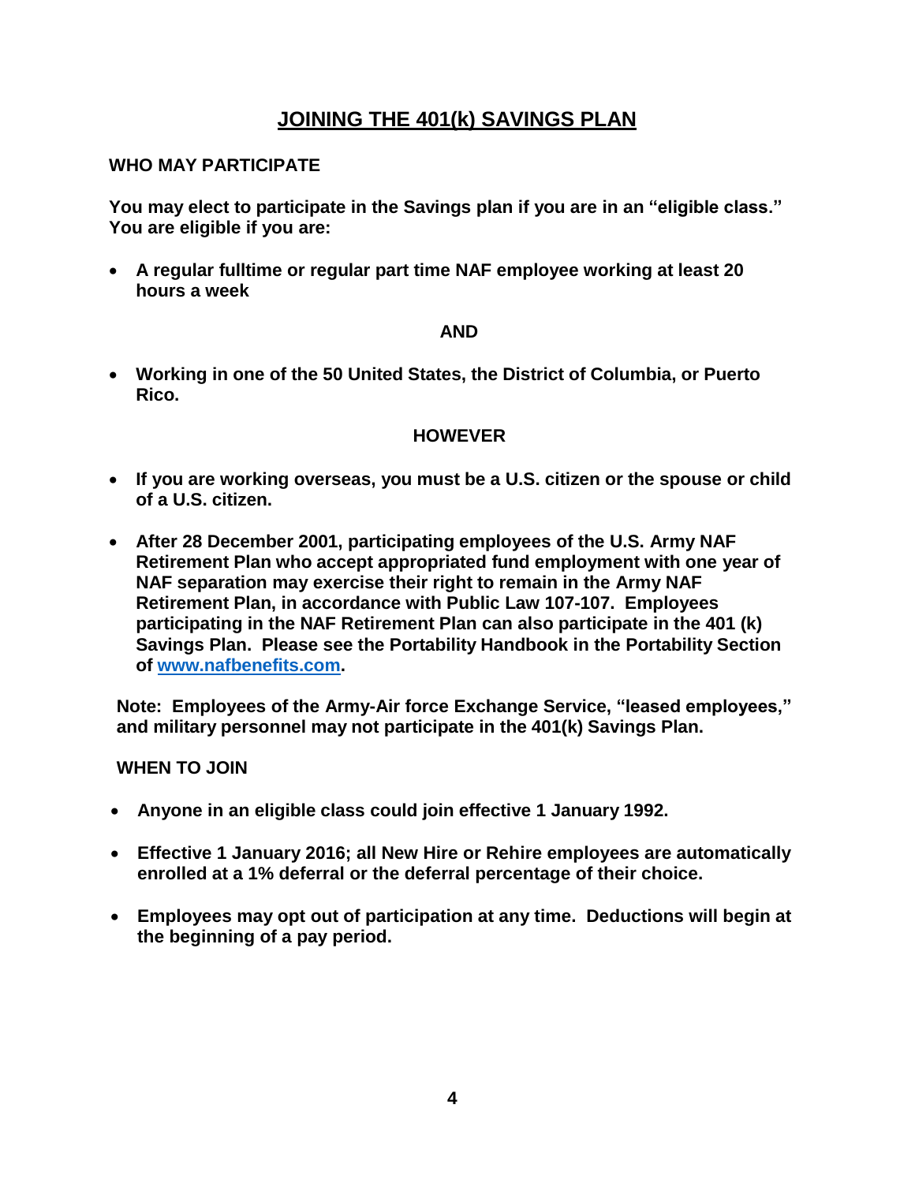# JOINING THE 401(k) SAVINGS PLAN

## WHO MAY PARTICIPATE

**You may elect to participate in the Savings plan if you are in an "eligible class." You are eligible if you are:**

- **A regular fulltime or regular part time NAF employee working at least 20 hours a week**

**AND**

- **Working in one of the 50 United States, the District of Columbia, or Puerto Rico.**

**HOWEVER**

- **If you are working overseas, you must be a U.S. citizen or the spouse or child of a U.S. citizen.**
- **After 28 December 2001, participating employees of the U.S. Army NAF Retirement Plan who accept appropriated fund employment with one year of NAF separation may exercise their right to remain in the Army NAF Retirement Plan, in accordance with Public Law 107-107. Employees participating in the NAF Retirement Plan can also participate in the 401 (k) Savings Plan. Please see the Portability Handbook in the Portability Section of [www.nafbenefits.com](http://www.nafbenefits.com).**

**Note: Employees of the Army-Air force Exchange Service, "leased employees," and military personnel may not participate in the 401(k) Savings Plan.**

## WHEN TO JOIN

- **Anyone in an eligible class could join effective 1 January 1992.**
- **Effective 1 January 2016; all New Hire or Rehire employees are automatically enrolled at a 1% deferral or the deferral percentage of their choice.**
- **Employees may opt out of participation at any time. Deductions will begin at the beginning of a pay period.**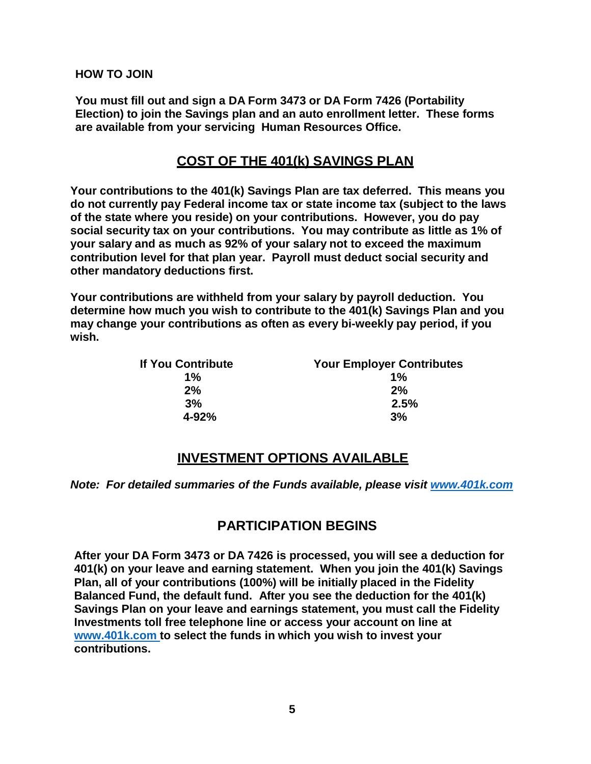**HOW TO JOIN**

**You must fill out and sign a DA Form 3473 or DA Form 7426 (Portability Election) to join the Savings plan and an auto enrollment letter. These forms are available from your servicing Human Resources Office.**

## COST OF THE 401(k) SAVINGS PLAN

**Your contributions to the 401(k) Savings Plan are tax deferred. This means you do not currently pay Federal income tax or state income tax (subject to the laws of the state where you reside) on your contributions. However, you do pay social security tax on your contributions. You may contribute as little as 1% of your salary and as much as 92% of your salary not to exceed the maximum contribution level for that plan year. Payroll must deduct social security and other mandatory deductions first.**

**Your contributions are withheld from your salary by payroll deduction. You determine how much you wish to contribute to the 401(k) Savings Plan and you may change your contributions as often as every bi-weekly pay period, if you wish.**

| If You Contribute | Your Employer Contributes |
|---|---|
| 1% | 1% |
| 2% | 2% |
| 3% | 2.5% |
| 4-92% | 3% |

## INVESTMENT OPTIONS AVAILABLE

***Note: For detailed summaries of the Funds available, please visit www.401k.com***

## PARTICIPATION BEGINS

**After your DA Form 3473 or DA 7426 is processed, you will see a deduction for 401(k) on your leave and earning statement. When you join the 401(k) Savings Plan, all of your contributions (100%) will be initially placed in the Fidelity Balanced Fund, the default fund. After you see the deduction for the 401(k) Savings Plan on your leave and earnings statement, you must call the Fidelity Investments toll free telephone line or access your account on line at www.401k.com to select the funds in which you wish to invest your contributions.**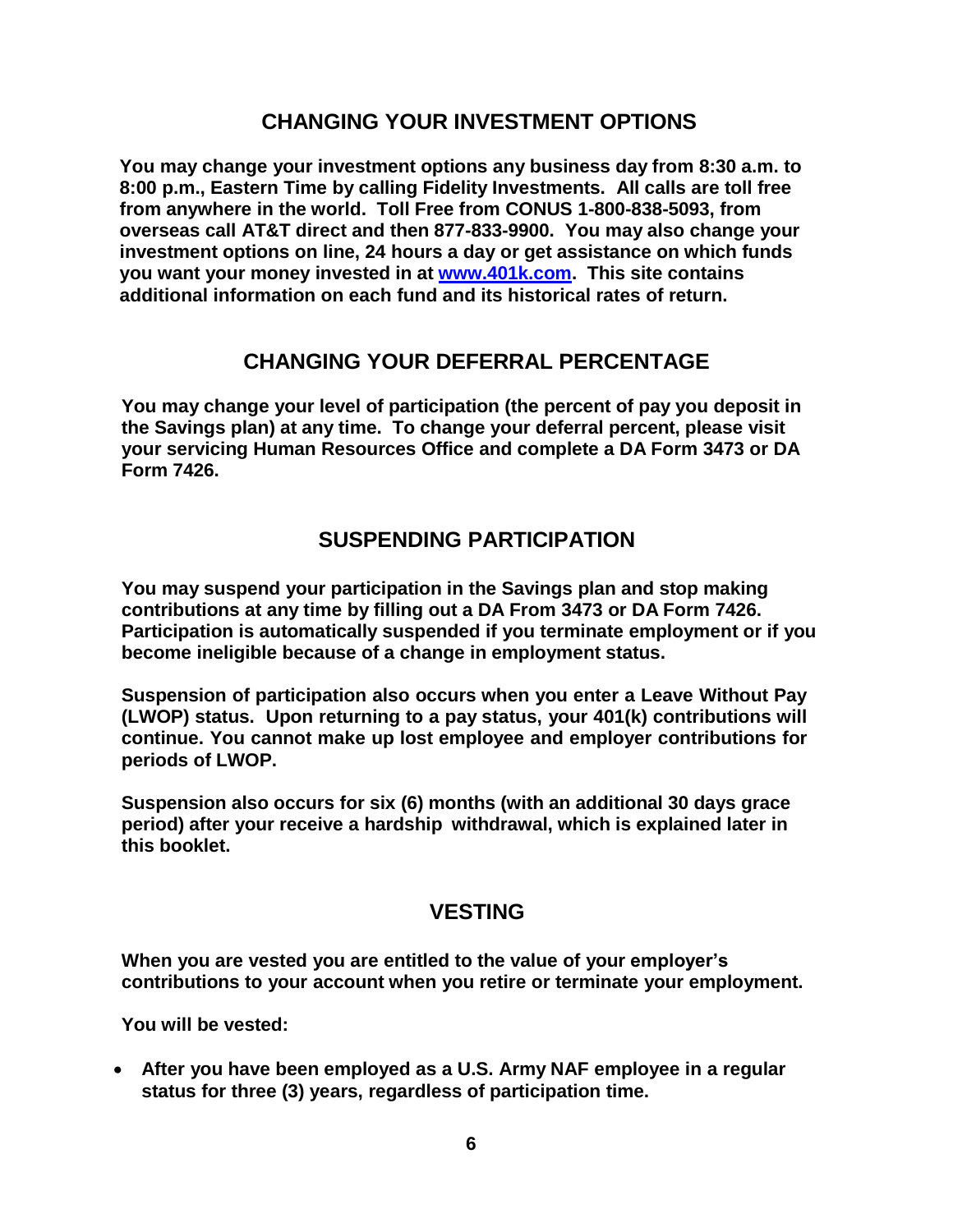## CHANGING YOUR INVESTMENT OPTIONS

**You may change your investment options any business day from 8:30 a.m. to 8:00 p.m., Eastern Time by calling Fidelity Investments. All calls are toll free from anywhere in the world. Toll Free from CONUS 1-800-838-5093, from overseas call AT&T direct and then 877-833-9900. You may also change your investment options on line, 24 hours a day or get assistance on which funds you want your money invested in at [www.401k.com](http://www.401k.com). This site contains additional information on each fund and its historical rates of return.**

## CHANGING YOUR DEFERRAL PERCENTAGE

**You may change your level of participation (the percent of pay you deposit in the Savings plan) at any time. To change your deferral percent, please visit your servicing Human Resources Office and complete a DA Form 3473 or DA Form 7426.**

## SUSPENDING PARTICIPATION

**You may suspend your participation in the Savings plan and stop making contributions at any time by filling out a DA From 3473 or DA Form 7426. Participation is automatically suspended if you terminate employment or if you become ineligible because of a change in employment status.**

**Suspension of participation also occurs when you enter a Leave Without Pay (LWOP) status. Upon returning to a pay status, your 401(k) contributions will continue. You cannot make up lost employee and employer contributions for periods of LWOP.**

**Suspension also occurs for six (6) months (with an additional 30 days grace period) after your receive a hardship withdrawal, which is explained later in this booklet.**

## VESTING

**When you are vested you are entitled to the value of your employer's contributions to your account when you retire or terminate your employment.**

**You will be vested:**

- **After you have been employed as a U.S. Army NAF employee in a regular status for three (3) years, regardless of participation time.**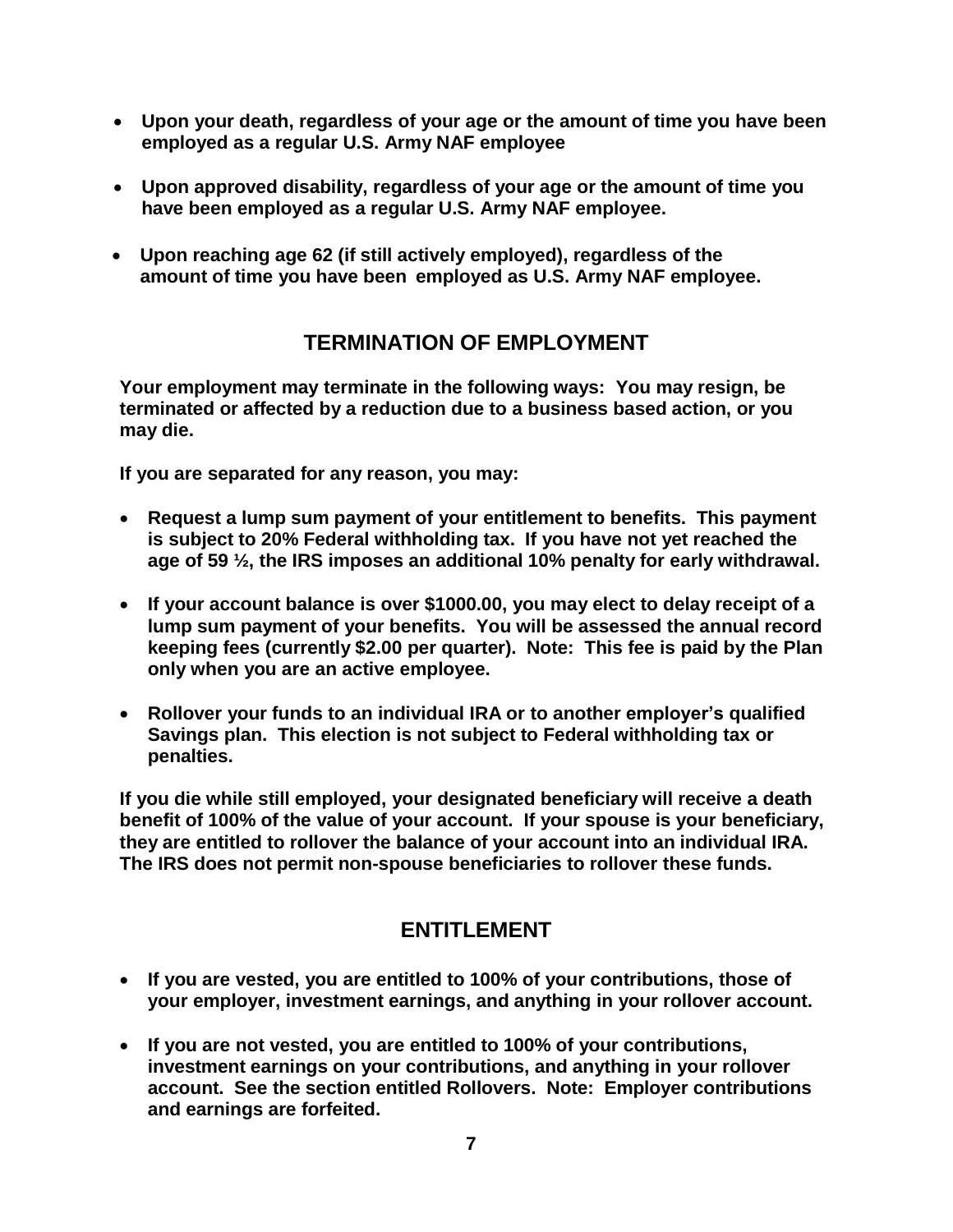- **Upon your death, regardless of your age or the amount of time you have been employed as a regular U.S. Army NAF employee**

- **Upon approved disability, regardless of your age or the amount of time you have been employed as a regular U.S. Army NAF employee.**

- **Upon reaching age 62 (if still actively employed), regardless of the amount of time you have been employed as U.S. Army NAF employee.**

## TERMINATION OF EMPLOYMENT

**Your employment may terminate in the following ways: You may resign, be terminated or affected by a reduction due to a business based action, or you may die.**

**If you are separated for any reason, you may:**

- **Request a lump sum payment of your entitlement to benefits. This payment is subject to 20% Federal withholding tax. If you have not yet reached the age of 59 ½, the IRS imposes an additional 10% penalty for early withdrawal.**

- **If your account balance is over $1000.00, you may elect to delay receipt of a lump sum payment of your benefits. You will be assessed the annual record keeping fees (currently $2.00 per quarter). Note: This fee is paid by the Plan only when you are an active employee.**

- **Rollover your funds to an individual IRA or to another employer's qualified Savings plan. This election is not subject to Federal withholding tax or penalties.**

**If you die while still employed, your designated beneficiary will receive a death benefit of 100% of the value of your account. If your spouse is your beneficiary, they are entitled to rollover the balance of your account into an individual IRA. The IRS does not permit non-spouse beneficiaries to rollover these funds.**

## ENTITLEMENT

- **If you are vested, you are entitled to 100% of your contributions, those of your employer, investment earnings, and anything in your rollover account.**

- **If you are not vested, you are entitled to 100% of your contributions, investment earnings on your contributions, and anything in your rollover account. See the section entitled Rollovers. Note: Employer contributions and earnings are forfeited.**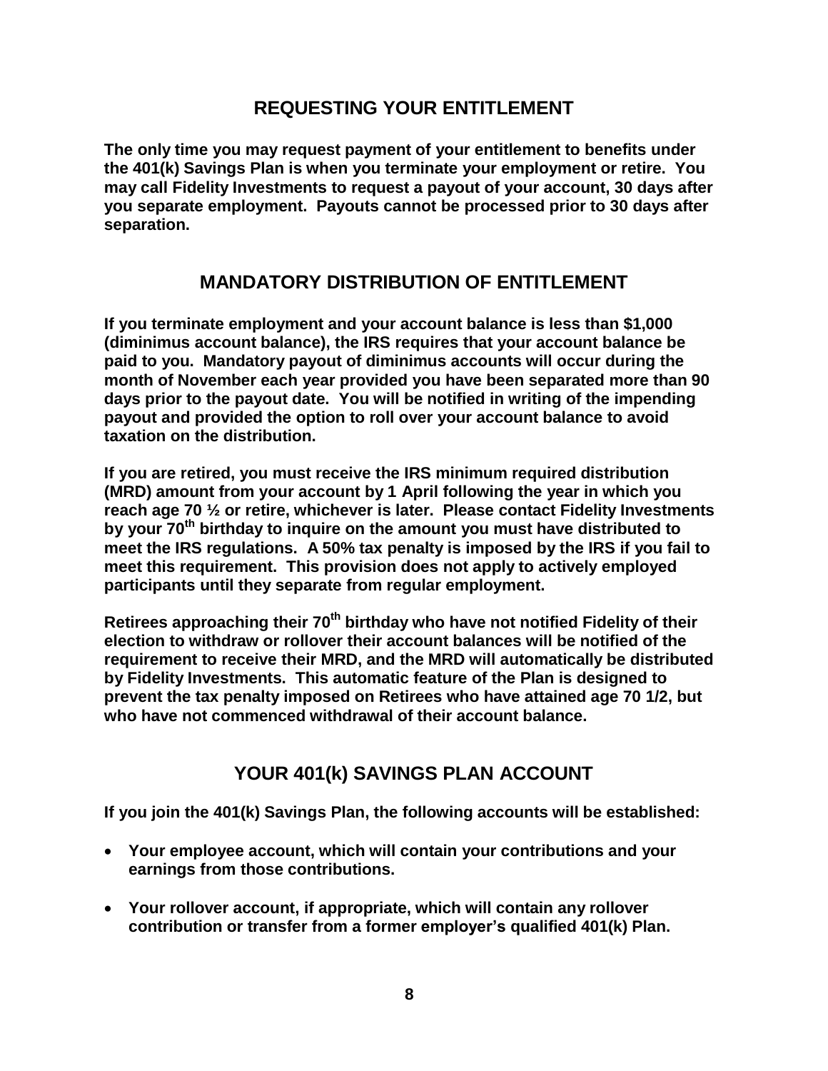## REQUESTING YOUR ENTITLEMENT

**The only time you may request payment of your entitlement to benefits under the 401(k) Savings Plan is when you terminate your employment or retire. You may call Fidelity Investments to request a payout of your account, 30 days after you separate employment. Payouts cannot be processed prior to 30 days after separation.**

## MANDATORY DISTRIBUTION OF ENTITLEMENT

**If you terminate employment and your account balance is less than $1,000 (diminimus account balance), the IRS requires that your account balance be paid to you. Mandatory payout of diminimus accounts will occur during the month of November each year provided you have been separated more than 90 days prior to the payout date. You will be notified in writing of the impending payout and provided the option to roll over your account balance to avoid taxation on the distribution.**

**If you are retired, you must receive the IRS minimum required distribution (MRD) amount from your account by 1 April following the year in which you reach age 70 ½ or retire, whichever is later. Please contact Fidelity Investments by your 70th birthday to inquire on the amount you must have distributed to meet the IRS regulations. A 50% tax penalty is imposed by the IRS if you fail to meet this requirement. This provision does not apply to actively employed participants until they separate from regular employment.**

**Retirees approaching their 70th birthday who have not notified Fidelity of their election to withdraw or rollover their account balances will be notified of the requirement to receive their MRD, and the MRD will automatically be distributed by Fidelity Investments. This automatic feature of the Plan is designed to prevent the tax penalty imposed on Retirees who have attained age 70 1/2, but who have not commenced withdrawal of their account balance.**

## YOUR 401(k) SAVINGS PLAN ACCOUNT

**If you join the 401(k) Savings Plan, the following accounts will be established:**

- **Your employee account, which will contain your contributions and your earnings from those contributions.**
- **Your rollover account, if appropriate, which will contain any rollover contribution or transfer from a former employer's qualified 401(k) Plan.**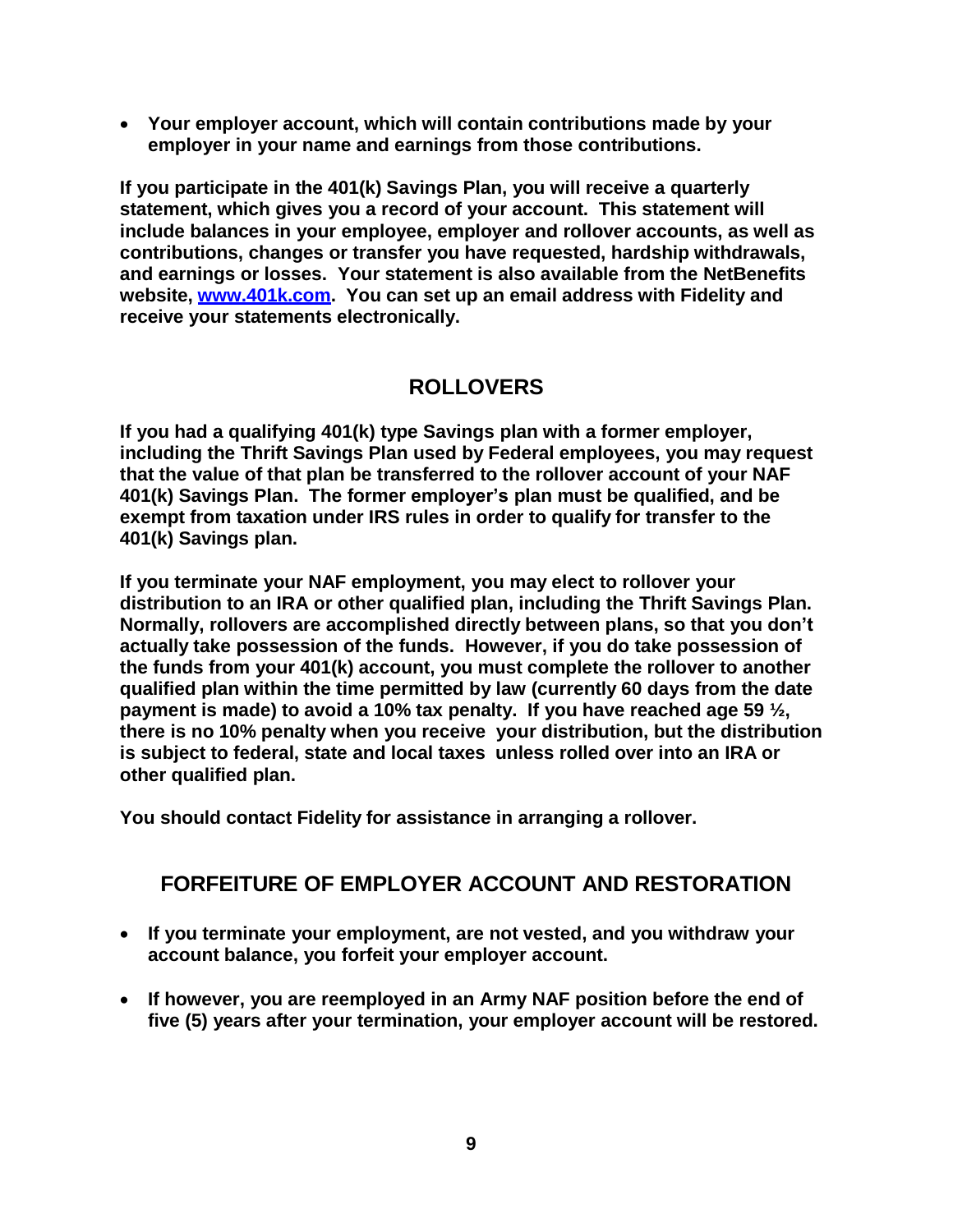- **Your employer account, which will contain contributions made by your employer in your name and earnings from those contributions.**

**If you participate in the 401(k) Savings Plan, you will receive a quarterly statement, which gives you a record of your account. This statement will include balances in your employee, employer and rollover accounts, as well as contributions, changes or transfer you have requested, hardship withdrawals, and earnings or losses. Your statement is also available from the NetBenefits website, [www.401k.com](www.401k.com). You can set up an email address with Fidelity and receive your statements electronically.**

## ROLLOVERS

**If you had a qualifying 401(k) type Savings plan with a former employer, including the Thrift Savings Plan used by Federal employees, you may request that the value of that plan be transferred to the rollover account of your NAF 401(k) Savings Plan. The former employer's plan must be qualified, and be exempt from taxation under IRS rules in order to qualify for transfer to the 401(k) Savings plan.**

**If you terminate your NAF employment, you may elect to rollover your distribution to an IRA or other qualified plan, including the Thrift Savings Plan. Normally, rollovers are accomplished directly between plans, so that you don't actually take possession of the funds. However, if you do take possession of the funds from your 401(k) account, you must complete the rollover to another qualified plan within the time permitted by law (currently 60 days from the date payment is made) to avoid a 10% tax penalty. If you have reached age 59 ½, there is no 10% penalty when you receive your distribution, but the distribution is subject to federal, state and local taxes unless rolled over into an IRA or other qualified plan.**

**You should contact Fidelity for assistance in arranging a rollover.**

## FORFEITURE OF EMPLOYER ACCOUNT AND RESTORATION

- **If you terminate your employment, are not vested, and you withdraw your account balance, you forfeit your employer account.**
- **If however, you are reemployed in an Army NAF position before the end of five (5) years after your termination, your employer account will be restored.**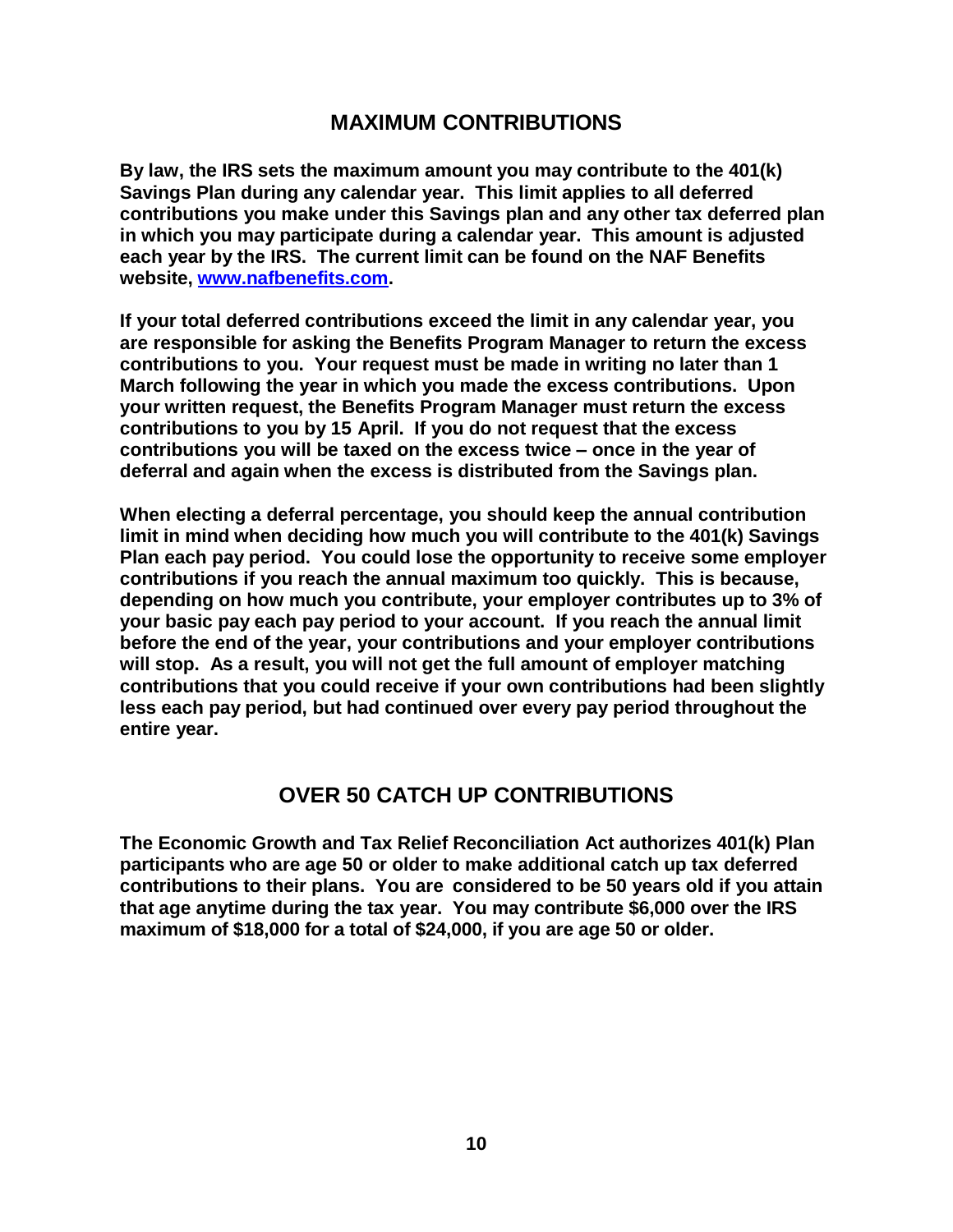## MAXIMUM CONTRIBUTIONS

**By law, the IRS sets the maximum amount you may contribute to the 401(k) Savings Plan during any calendar year. This limit applies to all deferred contributions you make under this Savings plan and any other tax deferred plan in which you may participate during a calendar year. This amount is adjusted each year by the IRS. The current limit can be found on the NAF Benefits website, [www.nafbenefits.com](http://www.nafbenefits.com).**

**If your total deferred contributions exceed the limit in any calendar year, you are responsible for asking the Benefits Program Manager to return the excess contributions to you. Your request must be made in writing no later than 1 March following the year in which you made the excess contributions. Upon your written request, the Benefits Program Manager must return the excess contributions to you by 15 April. If you do not request that the excess contributions you will be taxed on the excess twice – once in the year of deferral and again when the excess is distributed from the Savings plan.**

**When electing a deferral percentage, you should keep the annual contribution limit in mind when deciding how much you will contribute to the 401(k) Savings Plan each pay period. You could lose the opportunity to receive some employer contributions if you reach the annual maximum too quickly. This is because, depending on how much you contribute, your employer contributes up to 3% of your basic pay each pay period to your account. If you reach the annual limit before the end of the year, your contributions and your employer contributions will stop. As a result, you will not get the full amount of employer matching contributions that you could receive if your own contributions had been slightly less each pay period, but had continued over every pay period throughout the entire year.**

## OVER 50 CATCH UP CONTRIBUTIONS

**The Economic Growth and Tax Relief Reconciliation Act authorizes 401(k) Plan participants who are age 50 or older to make additional catch up tax deferred contributions to their plans. You are considered to be 50 years old if you attain that age anytime during the tax year. You may contribute $6,000 over the IRS maximum of $18,000 for a total of $24,000, if you are age 50 or older.**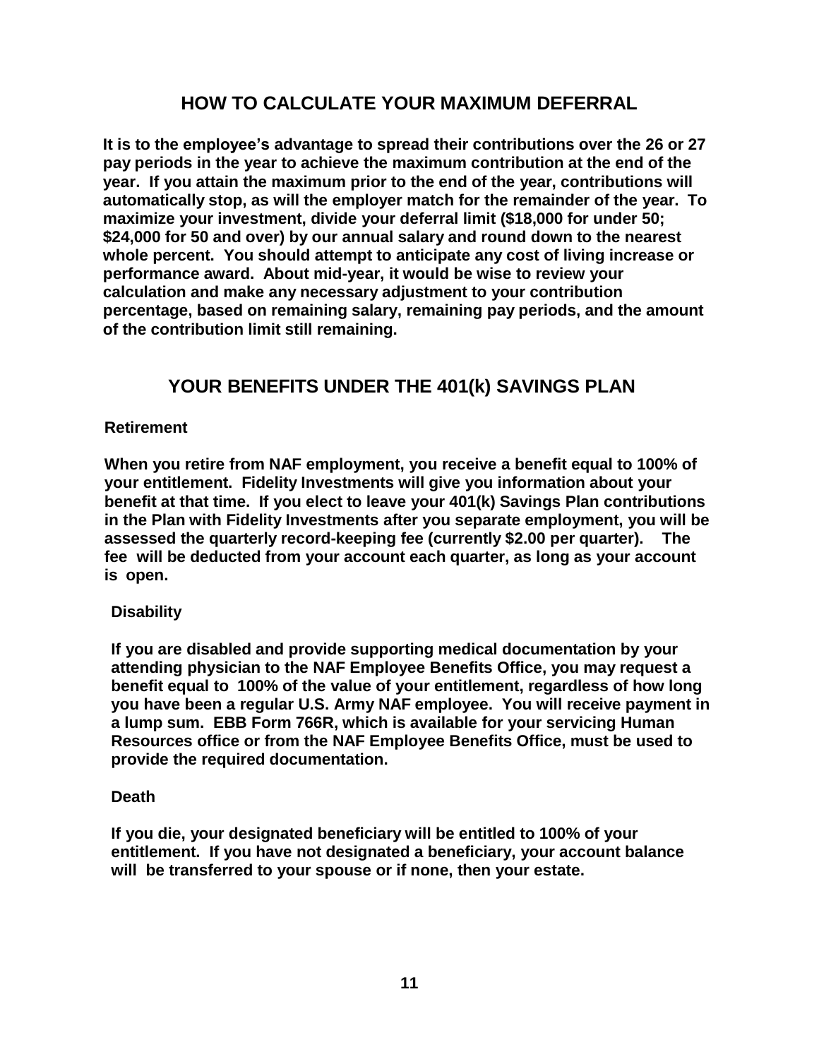## HOW TO CALCULATE YOUR MAXIMUM DEFERRAL

**It is to the employee's advantage to spread their contributions over the 26 or 27 pay periods in the year to achieve the maximum contribution at the end of the year. If you attain the maximum prior to the end of the year, contributions will automatically stop, as will the employer match for the remainder of the year. To maximize your investment, divide your deferral limit ($18,000 for under 50; $24,000 for 50 and over) by our annual salary and round down to the nearest whole percent. You should attempt to anticipate any cost of living increase or performance award. About mid-year, it would be wise to review your calculation and make any necessary adjustment to your contribution percentage, based on remaining salary, remaining pay periods, and the amount of the contribution limit still remaining.**

## YOUR BENEFITS UNDER THE 401(k) SAVINGS PLAN

### Retirement

**When you retire from NAF employment, you receive a benefit equal to 100% of your entitlement. Fidelity Investments will give you information about your benefit at that time. If you elect to leave your 401(k) Savings Plan contributions in the Plan with Fidelity Investments after you separate employment, you will be assessed the quarterly record-keeping fee (currently $2.00 per quarter). The fee will be deducted from your account each quarter, as long as your account is open.**

### Disability

**If you are disabled and provide supporting medical documentation by your attending physician to the NAF Employee Benefits Office, you may request a benefit equal to 100% of the value of your entitlement, regardless of how long you have been a regular U.S. Army NAF employee. You will receive payment in a lump sum. EBB Form 766R, which is available for your servicing Human Resources office or from the NAF Employee Benefits Office, must be used to provide the required documentation.**

### Death

**If you die, your designated beneficiary will be entitled to 100% of your entitlement. If you have not designated a beneficiary, your account balance will be transferred to your spouse or if none, then your estate.**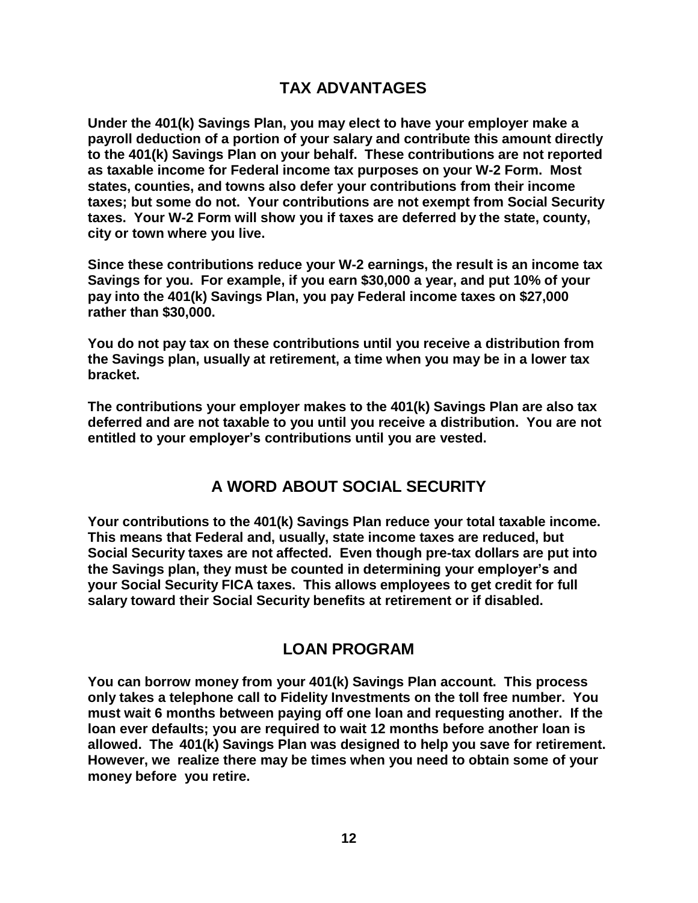## TAX ADVANTAGES

**Under the 401(k) Savings Plan, you may elect to have your employer make a payroll deduction of a portion of your salary and contribute this amount directly to the 401(k) Savings Plan on your behalf. These contributions are not reported as taxable income for Federal income tax purposes on your W-2 Form. Most states, counties, and towns also defer your contributions from their income taxes; but some do not. Your contributions are not exempt from Social Security taxes. Your W-2 Form will show you if taxes are deferred by the state, county, city or town where you live.**

**Since these contributions reduce your W-2 earnings, the result is an income tax Savings for you. For example, if you earn $30,000 a year, and put 10% of your pay into the 401(k) Savings Plan, you pay Federal income taxes on $27,000 rather than $30,000.**

**You do not pay tax on these contributions until you receive a distribution from the Savings plan, usually at retirement, a time when you may be in a lower tax bracket.**

**The contributions your employer makes to the 401(k) Savings Plan are also tax deferred and are not taxable to you until you receive a distribution. You are not entitled to your employer's contributions until you are vested.**

## A WORD ABOUT SOCIAL SECURITY

**Your contributions to the 401(k) Savings Plan reduce your total taxable income. This means that Federal and, usually, state income taxes are reduced, but Social Security taxes are not affected. Even though pre-tax dollars are put into the Savings plan, they must be counted in determining your employer's and your Social Security FICA taxes. This allows employees to get credit for full salary toward their Social Security benefits at retirement or if disabled.**

## LOAN PROGRAM

**You can borrow money from your 401(k) Savings Plan account. This process only takes a telephone call to Fidelity Investments on the toll free number. You must wait 6 months between paying off one loan and requesting another. If the loan ever defaults; you are required to wait 12 months before another loan is allowed. The 401(k) Savings Plan was designed to help you save for retirement. However, we realize there may be times when you need to obtain some of your money before you retire.**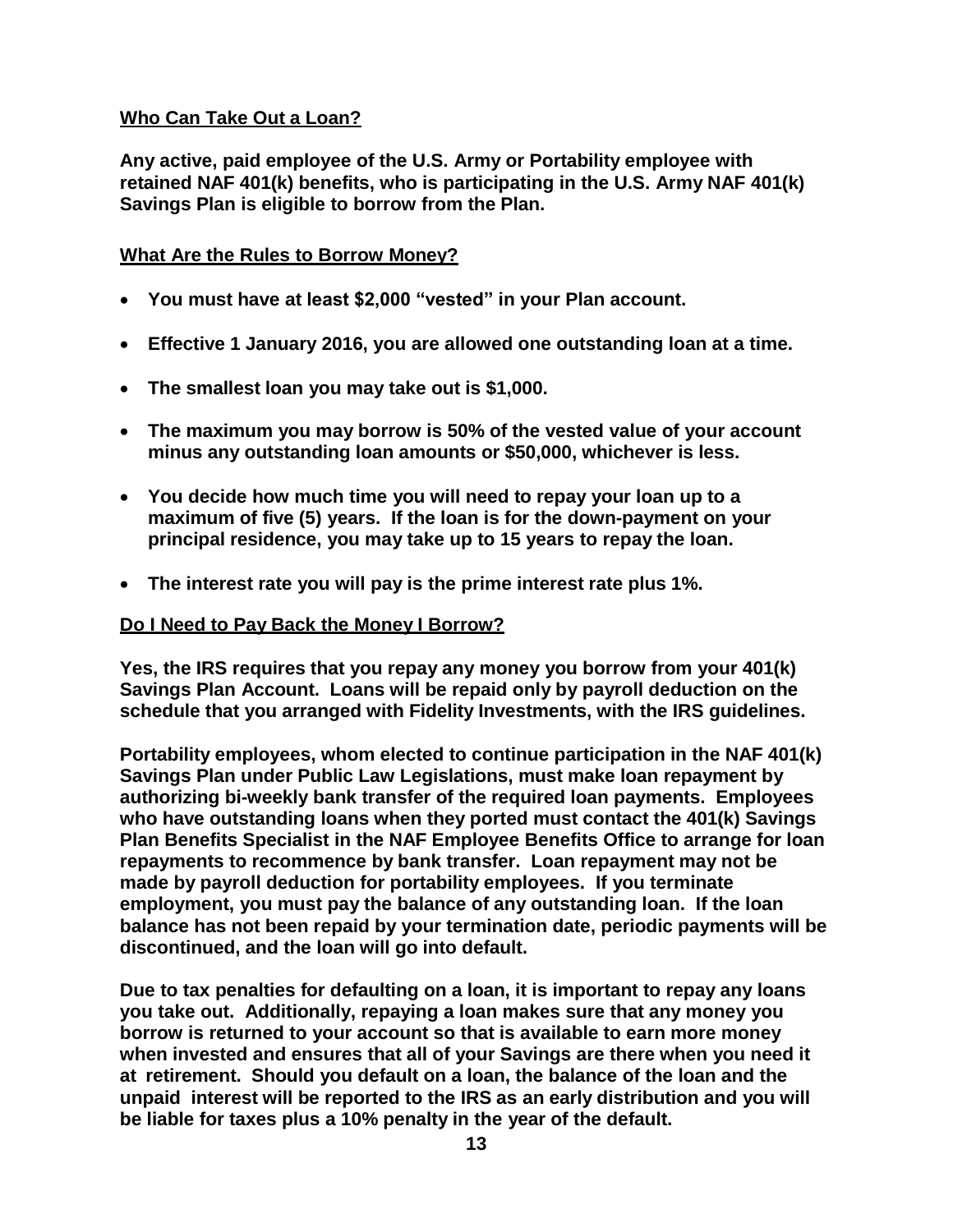## Who Can Take Out a Loan?

**Any active, paid employee of the U.S. Army or Portability employee with retained NAF 401(k) benefits, who is participating in the U.S. Army NAF 401(k) Savings Plan is eligible to borrow from the Plan.**

## What Are the Rules to Borrow Money?

- **You must have at least $2,000 "vested" in your Plan account.**
- **Effective 1 January 2016, you are allowed one outstanding loan at a time.**
- **The smallest loan you may take out is $1,000.**
- **The maximum you may borrow is 50% of the vested value of your account minus any outstanding loan amounts or $50,000, whichever is less.**
- **You decide how much time you will need to repay your loan up to a maximum of five (5) years. If the loan is for the down-payment on your principal residence, you may take up to 15 years to repay the loan.**
- **The interest rate you will pay is the prime interest rate plus 1%.**

## Do I Need to Pay Back the Money I Borrow?

**Yes, the IRS requires that you repay any money you borrow from your 401(k) Savings Plan Account. Loans will be repaid only by payroll deduction on the schedule that you arranged with Fidelity Investments, with the IRS guidelines.**

**Portability employees, whom elected to continue participation in the NAF 401(k) Savings Plan under Public Law Legislations, must make loan repayment by authorizing bi-weekly bank transfer of the required loan payments. Employees who have outstanding loans when they ported must contact the 401(k) Savings Plan Benefits Specialist in the NAF Employee Benefits Office to arrange for loan repayments to recommence by bank transfer. Loan repayment may not be made by payroll deduction for portability employees. If you terminate employment, you must pay the balance of any outstanding loan. If the loan balance has not been repaid by your termination date, periodic payments will be discontinued, and the loan will go into default.**

**Due to tax penalties for defaulting on a loan, it is important to repay any loans you take out. Additionally, repaying a loan makes sure that any money you borrow is returned to your account so that is available to earn more money when invested and ensures that all of your Savings are there when you need it at retirement. Should you default on a loan, the balance of the loan and the unpaid interest will be reported to the IRS as an early distribution and you will be liable for taxes plus a 10% penalty in the year of the default.**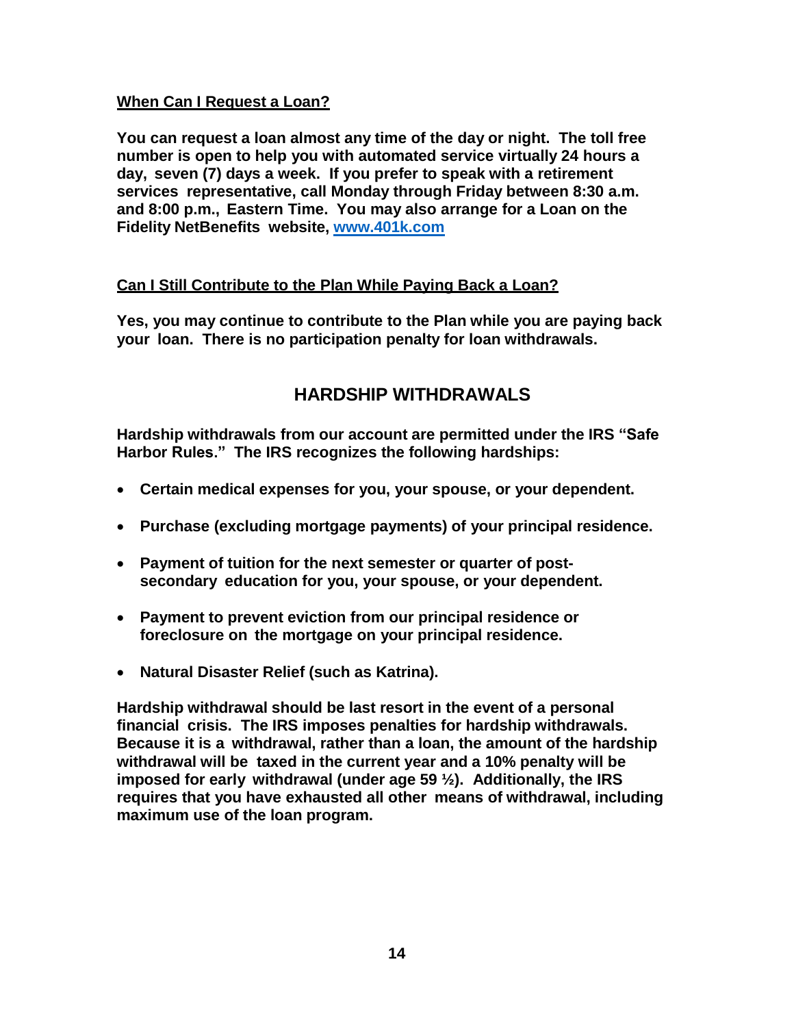**When Can I Request a Loan?**

**You can request a loan almost any time of the day or night. The toll free number is open to help you with automated service virtually 24 hours a day, seven (7) days a week. If you prefer to speak with a retirement services representative, call Monday through Friday between 8:30 a.m. and 8:00 p.m., Eastern Time. You may also arrange for a Loan on the Fidelity NetBenefits website, [www.401k.com](http://www.401k.com)**

**Can I Still Contribute to the Plan While Paying Back a Loan?**

**Yes, you may continue to contribute to the Plan while you are paying back your loan. There is no participation penalty for loan withdrawals.**

## HARDSHIP WITHDRAWALS

**Hardship withdrawals from our account are permitted under the IRS "Safe Harbor Rules." The IRS recognizes the following hardships:**

- **Certain medical expenses for you, your spouse, or your dependent.**
- **Purchase (excluding mortgage payments) of your principal residence.**
- **Payment of tuition for the next semester or quarter of post-secondary education for you, your spouse, or your dependent.**
- **Payment to prevent eviction from our principal residence or foreclosure on the mortgage on your principal residence.**
- **Natural Disaster Relief (such as Katrina).**

**Hardship withdrawal should be last resort in the event of a personal financial crisis. The IRS imposes penalties for hardship withdrawals. Because it is a withdrawal, rather than a loan, the amount of the hardship withdrawal will be taxed in the current year and a 10% penalty will be imposed for early withdrawal (under age 59 ½). Additionally, the IRS requires that you have exhausted all other means of withdrawal, including maximum use of the loan program.**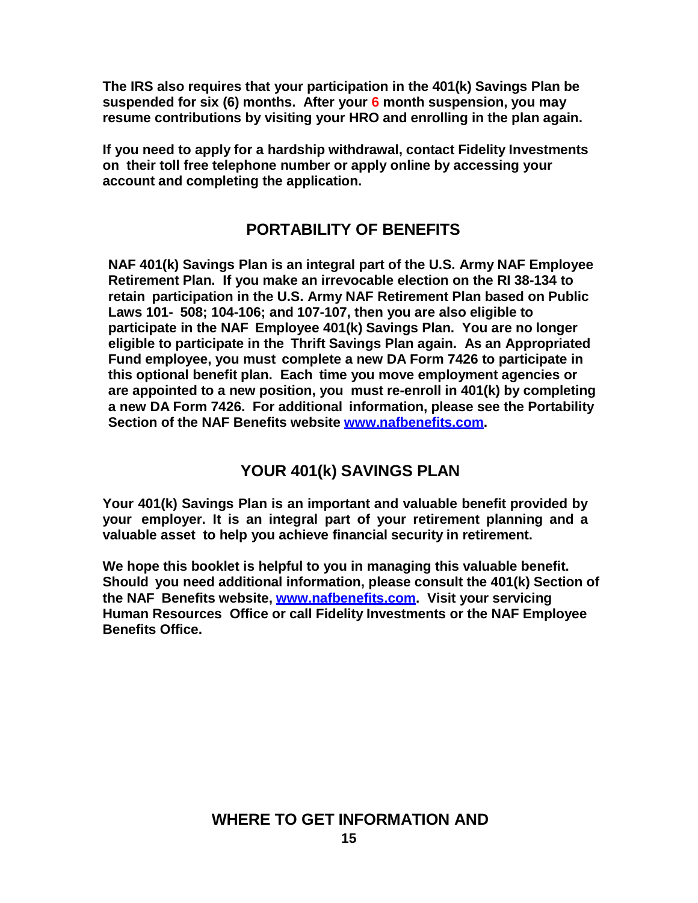**The IRS also requires that your participation in the 401(k) Savings Plan be suspended for six (6) months. After your 6 month suspension, you may resume contributions by visiting your HRO and enrolling in the plan again.**

**If you need to apply for a hardship withdrawal, contact Fidelity Investments on their toll free telephone number or apply online by accessing your account and completing the application.**

## PORTABILITY OF BENEFITS

**NAF 401(k) Savings Plan is an integral part of the U.S. Army NAF Employee Retirement Plan. If you make an irrevocable election on the RI 38-134 to retain participation in the U.S. Army NAF Retirement Plan based on Public Laws 101- 508; 104-106; and 107-107, then you are also eligible to participate in the NAF Employee 401(k) Savings Plan. You are no longer eligible to participate in the Thrift Savings Plan again. As an Appropriated Fund employee, you must complete a new DA Form 7426 to participate in this optional benefit plan. Each time you move employment agencies or are appointed to a new position, you must re-enroll in 401(k) by completing a new DA Form 7426. For additional information, please see the Portability Section of the NAF Benefits website [www.nafbenefits.com](http://www.nafbenefits.com).**

## YOUR 401(k) SAVINGS PLAN

**Your 401(k) Savings Plan is an important and valuable benefit provided by your employer. It is an integral part of your retirement planning and a valuable asset to help you achieve financial security in retirement.**

**We hope this booklet is helpful to you in managing this valuable benefit. Should you need additional information, please consult the 401(k) Section of the NAF Benefits website, [www.nafbenefits.com](http://www.nafbenefits.com). Visit your servicing Human Resources Office or call Fidelity Investments or the NAF Employee Benefits Office.**

## WHERE TO GET INFORMATION AND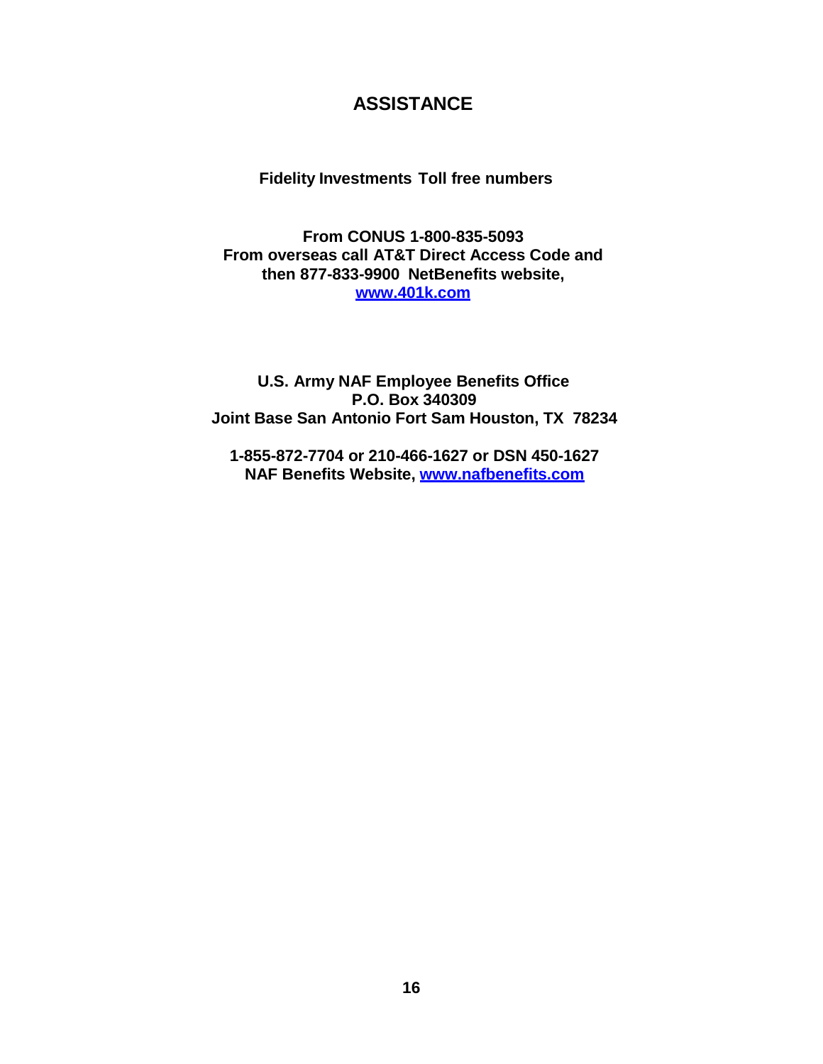# ASSISTANCE

**Fidelity Investments Toll free numbers**

**From CONUS 1-800-835-5093**
**From overseas call AT&T Direct Access Code and then 877-833-9900 NetBenefits website,**
**[www.401k.com](http://www.401k.com)**

**U.S. Army NAF Employee Benefits Office**
**P.O. Box 340309**
**Joint Base San Antonio Fort Sam Houston, TX 78234**

**1-855-872-7704 or 210-466-1627 or DSN 450-1627**
**NAF Benefits Website, [www.nafbenefits.com](http://www.nafbenefits.com)**